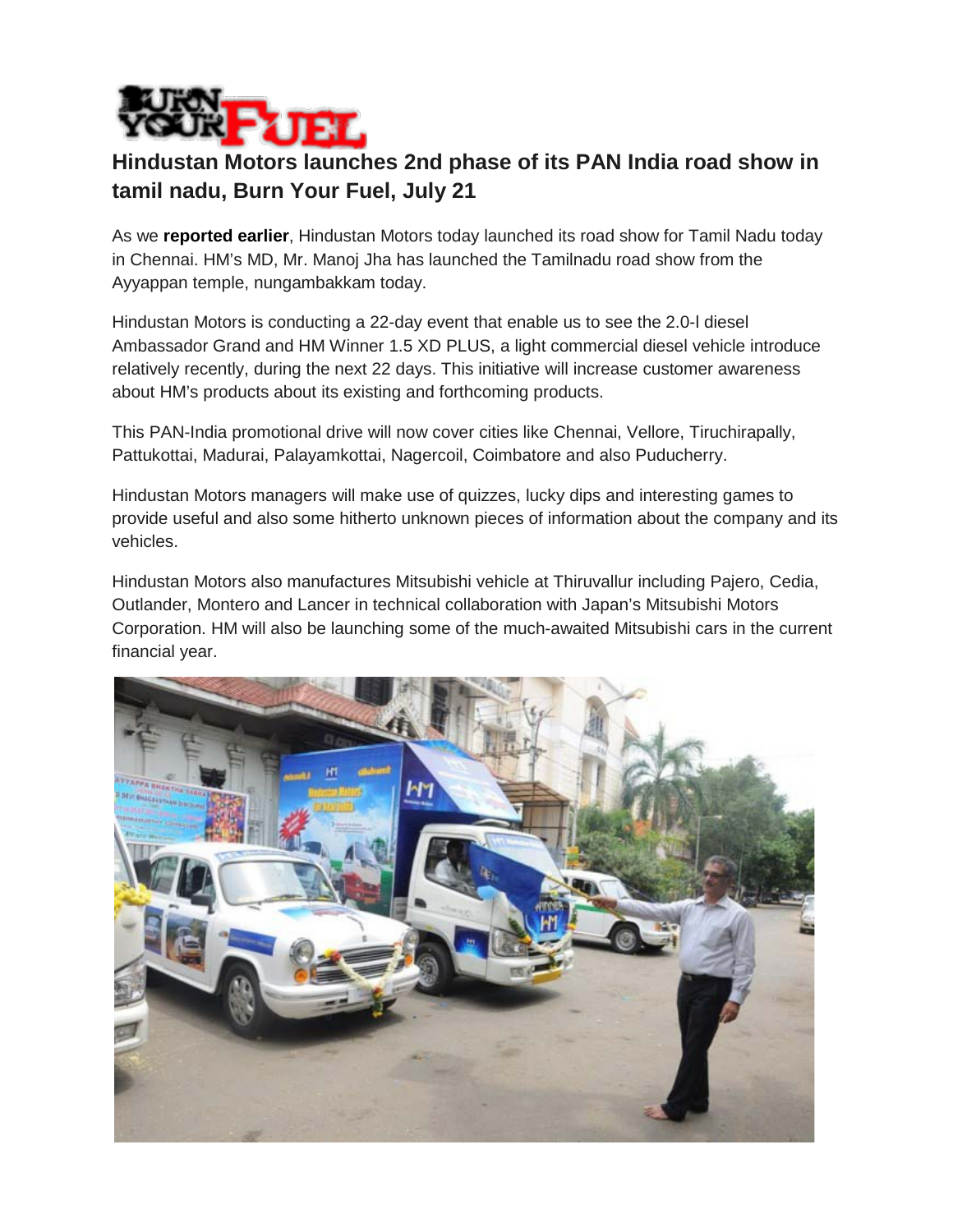# Hindustan Motors launches 2nd phase of its PAN India road show in tamil nadu, Burn Your Fuel, July 21

As we **reported earlier**, Hindustan Motors today launched its road show for Tamil Nadu today in Chennai. HM's MD, Mr. Manoj Jha has launched the Tamilnadu road show from the Ayyappan temple, nungambakkam today.

Hindustan Motors is conducting a 22-day event that enable us to see the 2.0-l diesel Ambassador Grand and HM Winner 1.5 XD PLUS, a light commercial diesel vehicle introduce relatively recently, during the next 22 days. This initiative will increase customer awareness about HM's products about its existing and forthcoming products.

This PAN-India promotional drive will now cover cities like Chennai, Vellore, Tiruchirapally, Pattukottai, Madurai, Palayamkottai, Nagercoil, Coimbatore and also Puducherry.

Hindustan Motors managers will make use of quizzes, lucky dips and interesting games to provide useful and also some hitherto unknown pieces of information about the company and its vehicles.

Hindustan Motors also manufactures Mitsubishi vehicle at Thiruvallur including Pajero, Cedia, Outlander, Montero and Lancer in technical collaboration with Japan's Mitsubishi Motors Corporation. HM will also be launching some of the much-awaited Mitsubishi cars in the current financial year.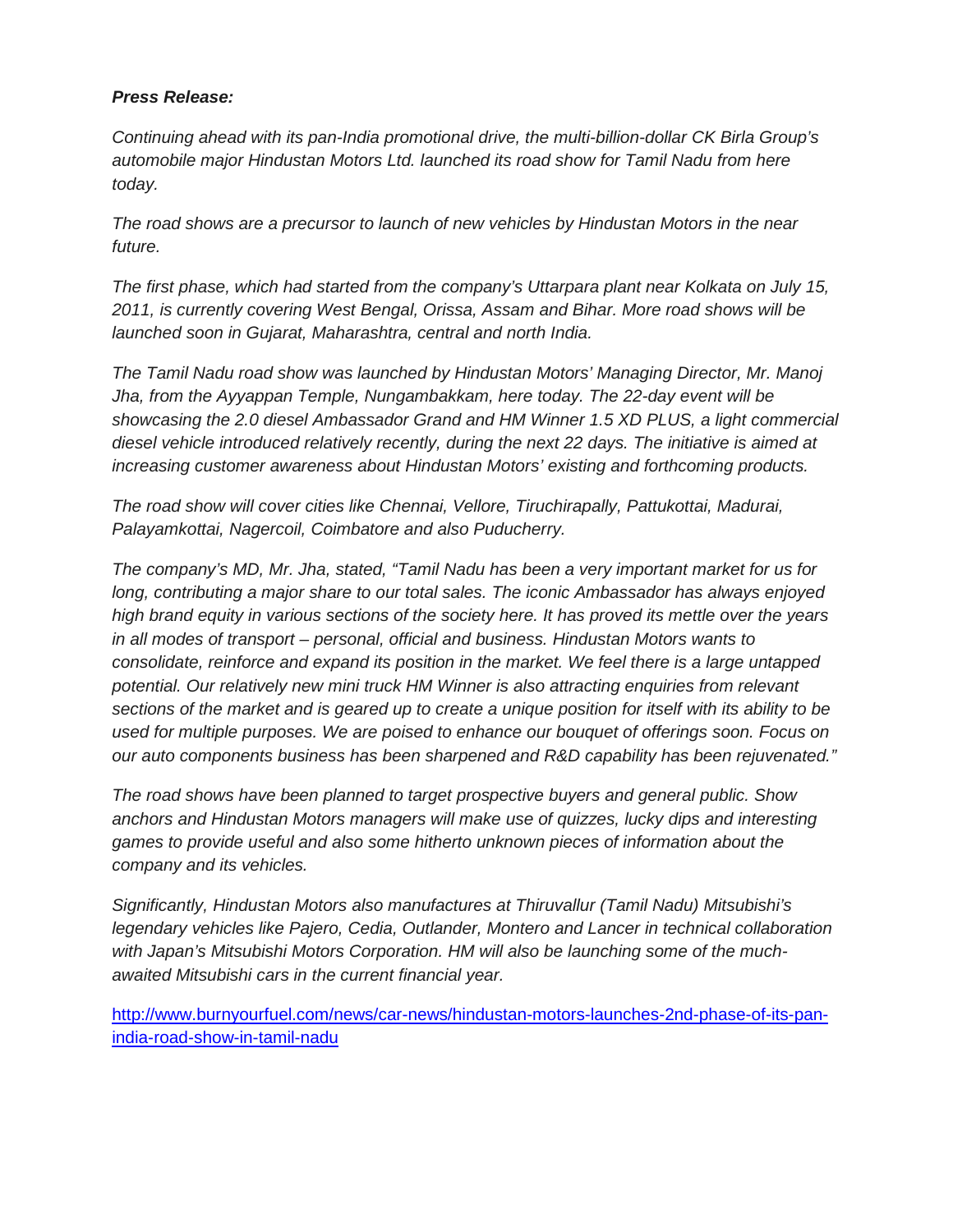***Press Release:***

*Continuing ahead with its pan-India promotional drive, the multi-billion-dollar CK Birla Group's automobile major Hindustan Motors Ltd. launched its road show for Tamil Nadu from here today.*

*The road shows are a precursor to launch of new vehicles by Hindustan Motors in the near future.*

*The first phase, which had started from the company's Uttarpara plant near Kolkata on July 15, 2011, is currently covering West Bengal, Orissa, Assam and Bihar. More road shows will be launched soon in Gujarat, Maharashtra, central and north India.*

*The Tamil Nadu road show was launched by Hindustan Motors' Managing Director, Mr. Manoj Jha, from the Ayyappan Temple, Nungambakkam, here today. The 22-day event will be showcasing the 2.0 diesel Ambassador Grand and HM Winner 1.5 XD PLUS, a light commercial diesel vehicle introduced relatively recently, during the next 22 days. The initiative is aimed at increasing customer awareness about Hindustan Motors' existing and forthcoming products.*

*The road show will cover cities like Chennai, Vellore, Tiruchirapally, Pattukottai, Madurai, Palayamkottai, Nagercoil, Coimbatore and also Puducherry.*

*The company's MD, Mr. Jha, stated, "Tamil Nadu has been a very important market for us for long, contributing a major share to our total sales. The iconic Ambassador has always enjoyed high brand equity in various sections of the society here. It has proved its mettle over the years in all modes of transport – personal, official and business. Hindustan Motors wants to consolidate, reinforce and expand its position in the market. We feel there is a large untapped potential. Our relatively new mini truck HM Winner is also attracting enquiries from relevant sections of the market and is geared up to create a unique position for itself with its ability to be used for multiple purposes. We are poised to enhance our bouquet of offerings soon. Focus on our auto components business has been sharpened and R&D capability has been rejuvenated."*

*The road shows have been planned to target prospective buyers and general public. Show anchors and Hindustan Motors managers will make use of quizzes, lucky dips and interesting games to provide useful and also some hitherto unknown pieces of information about the company and its vehicles.*

*Significantly, Hindustan Motors also manufactures at Thiruvallur (Tamil Nadu) Mitsubishi's legendary vehicles like Pajero, Cedia, Outlander, Montero and Lancer in technical collaboration with Japan's Mitsubishi Motors Corporation. HM will also be launching some of the much-awaited Mitsubishi cars in the current financial year.*

[http://www.burnyourfuel.com/news/car-news/hindustan-motors-launches-2nd-phase-of-its-pan-india-road-show-in-tamil-nadu](http://www.burnyourfuel.com/news/car-news/hindustan-motors-launches-2nd-phase-of-its-pan-india-road-show-in-tamil-nadu)